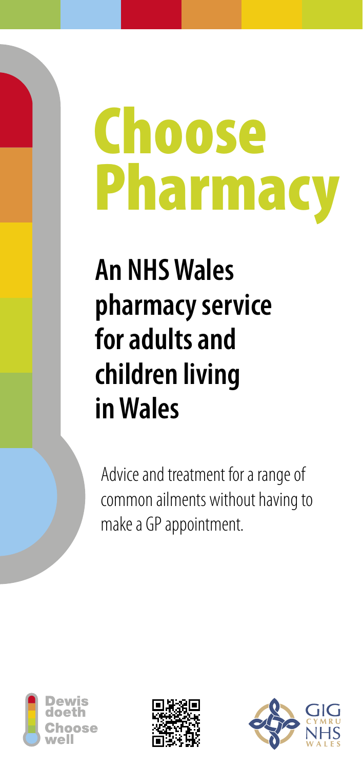# Choose Pharmacy

## An NHS Wales pharmacy service for adults and children living in Wales

Advice and treatment for a range of common ailments without having to make a GP appointment.

Dewis doeth
Choose well

GIG CYMRU
NHS WALES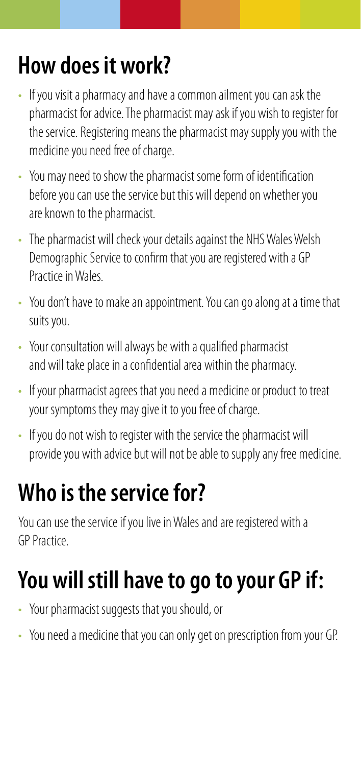## How does it work?

- If you visit a pharmacy and have a common ailment you can ask the pharmacist for advice. The pharmacist may ask if you wish to register for the service. Registering means the pharmacist may supply you with the medicine you need free of charge.
- You may need to show the pharmacist some form of identification before you can use the service but this will depend on whether you are known to the pharmacist.
- The pharmacist will check your details against the NHS Wales Welsh Demographic Service to confirm that you are registered with a GP Practice in Wales.
- You don't have to make an appointment. You can go along at a time that suits you.
- Your consultation will always be with a qualified pharmacist and will take place in a confidential area within the pharmacy.
- If your pharmacist agrees that you need a medicine or product to treat your symptoms they may give it to you free of charge.
- If you do not wish to register with the service the pharmacist will provide you with advice but will not be able to supply any free medicine.

## Who is the service for?

You can use the service if you live in Wales and are registered with a GP Practice.

## You will still have to go to your GP if:

- Your pharmacist suggests that you should, or
- You need a medicine that you can only get on prescription from your GP.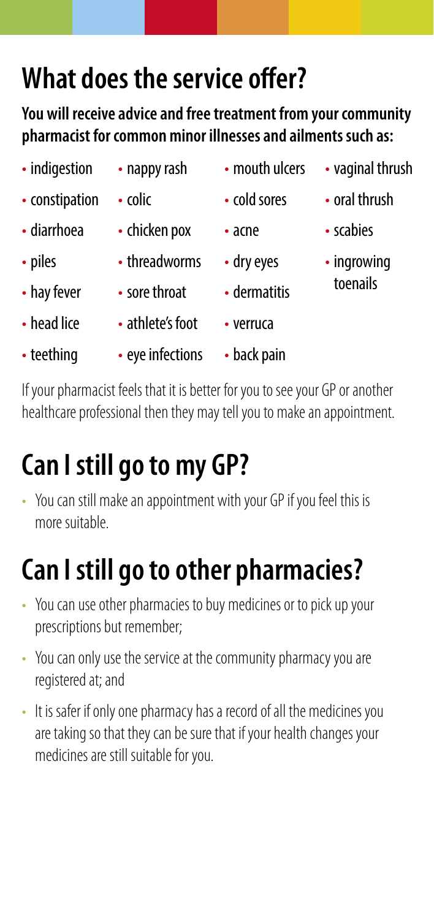## What does the service offer?

**You will receive advice and free treatment from your community pharmacist for common minor illnesses and ailments such as:**

- indigestion
- constipation
- diarrhoea
- piles
- hay fever
- head lice
- teething
- nappy rash
- colic
- chicken pox
- threadworms
- sore throat
- athlete's foot
- eye infections
- mouth ulcers
- cold sores
- acne
- dry eyes
- dermatitis
- verruca
- back pain
- vaginal thrush
- oral thrush
- scabies
- ingrowing toenails

If your pharmacist feels that it is better for you to see your GP or another healthcare professional then they may tell you to make an appointment.

## Can I still go to my GP?

- You can still make an appointment with your GP if you feel this is more suitable.

## Can I still go to other pharmacies?

- You can use other pharmacies to buy medicines or to pick up your prescriptions but remember;
- You can only use the service at the community pharmacy you are registered at; and
- It is safer if only one pharmacy has a record of all the medicines you are taking so that they can be sure that if your health changes your medicines are still suitable for you.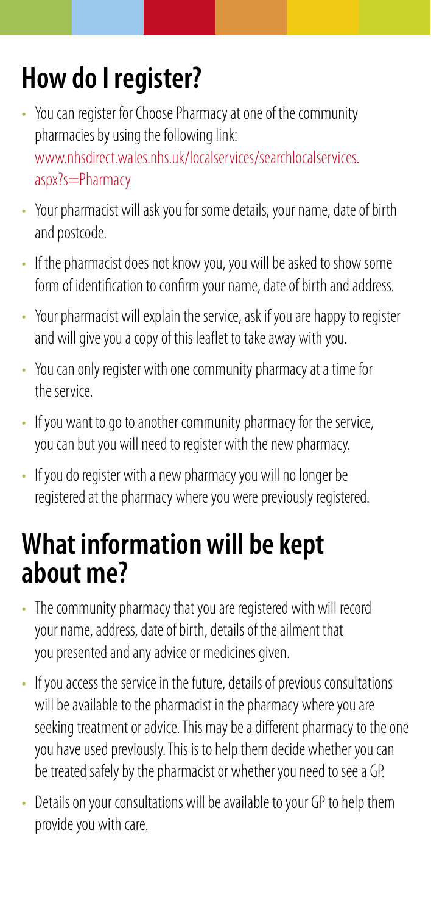## How do I register?

- You can register for Choose Pharmacy at one of the community pharmacies by using the following link: www.nhsdirect.wales.nhs.uk/localservices/searchlocalservices.aspx?s=Pharmacy
- Your pharmacist will ask you for some details, your name, date of birth and postcode.
- If the pharmacist does not know you, you will be asked to show some form of identification to confirm your name, date of birth and address.
- Your pharmacist will explain the service, ask if you are happy to register and will give you a copy of this leaflet to take away with you.
- You can only register with one community pharmacy at a time for the service.
- If you want to go to another community pharmacy for the service, you can but you will need to register with the new pharmacy.
- If you do register with a new pharmacy you will no longer be registered at the pharmacy where you were previously registered.

## What information will be kept about me?

- The community pharmacy that you are registered with will record your name, address, date of birth, details of the ailment that you presented and any advice or medicines given.
- If you access the service in the future, details of previous consultations will be available to the pharmacist in the pharmacy where you are seeking treatment or advice. This may be a different pharmacy to the one you have used previously. This is to help them decide whether you can be treated safely by the pharmacist or whether you need to see a GP.
- Details on your consultations will be available to your GP to help them provide you with care.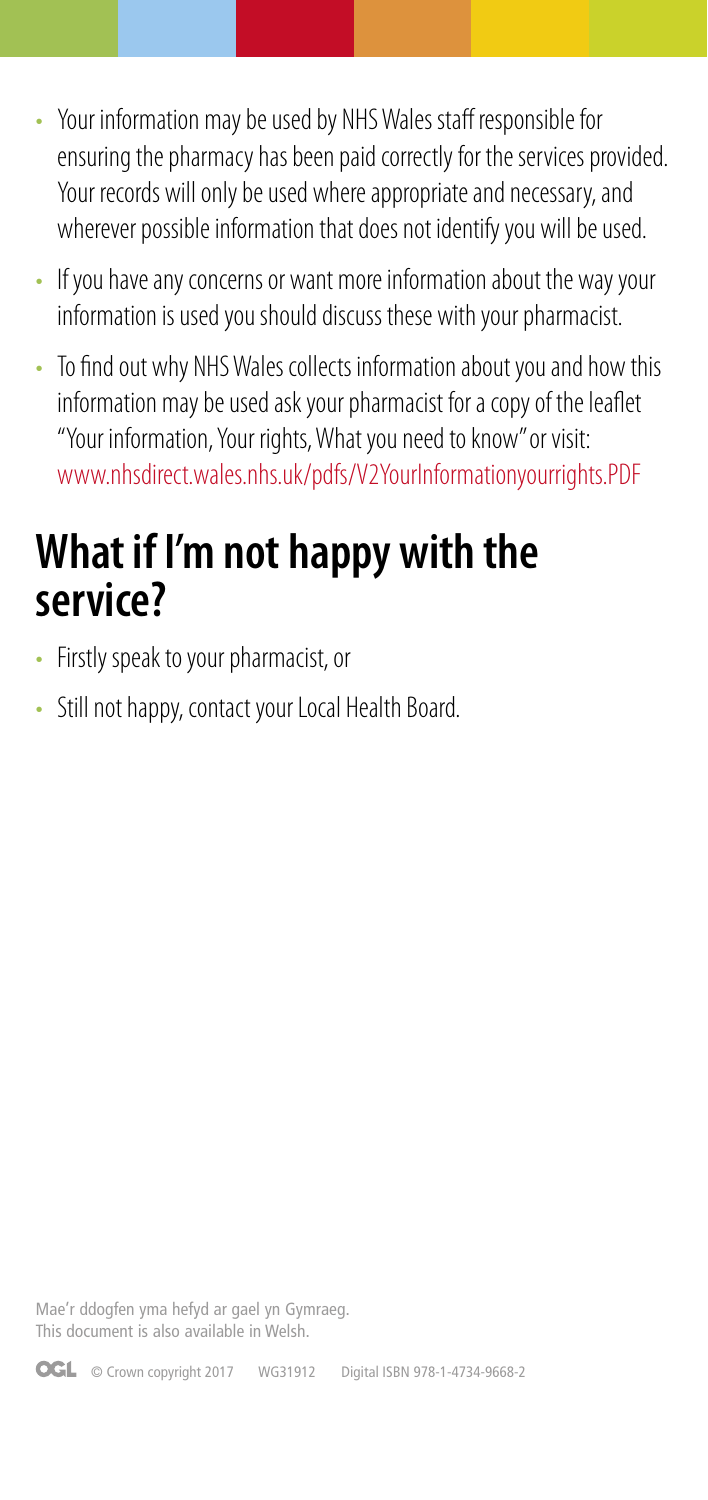- Your information may be used by NHS Wales staff responsible for ensuring the pharmacy has been paid correctly for the services provided. Your records will only be used where appropriate and necessary, and wherever possible information that does not identify you will be used.
- If you have any concerns or want more information about the way your information is used you should discuss these with your pharmacist.
- To find out why NHS Wales collects information about you and how this information may be used ask your pharmacist for a copy of the leaflet "Your information, Your rights, What you need to know" or visit: www.nhsdirect.wales.nhs.uk/pdfs/V2YourInformationyourrights.PDF

## What if I'm not happy with the service?

- Firstly speak to your pharmacist, or
- Still not happy, contact your Local Health Board.

Mae'r ddogfen yma hefyd ar gael yn Gymraeg.
This document is also available in Welsh.

OGL © Crown copyright 2017 WG31912 Digital ISBN 978-1-4734-9668-2